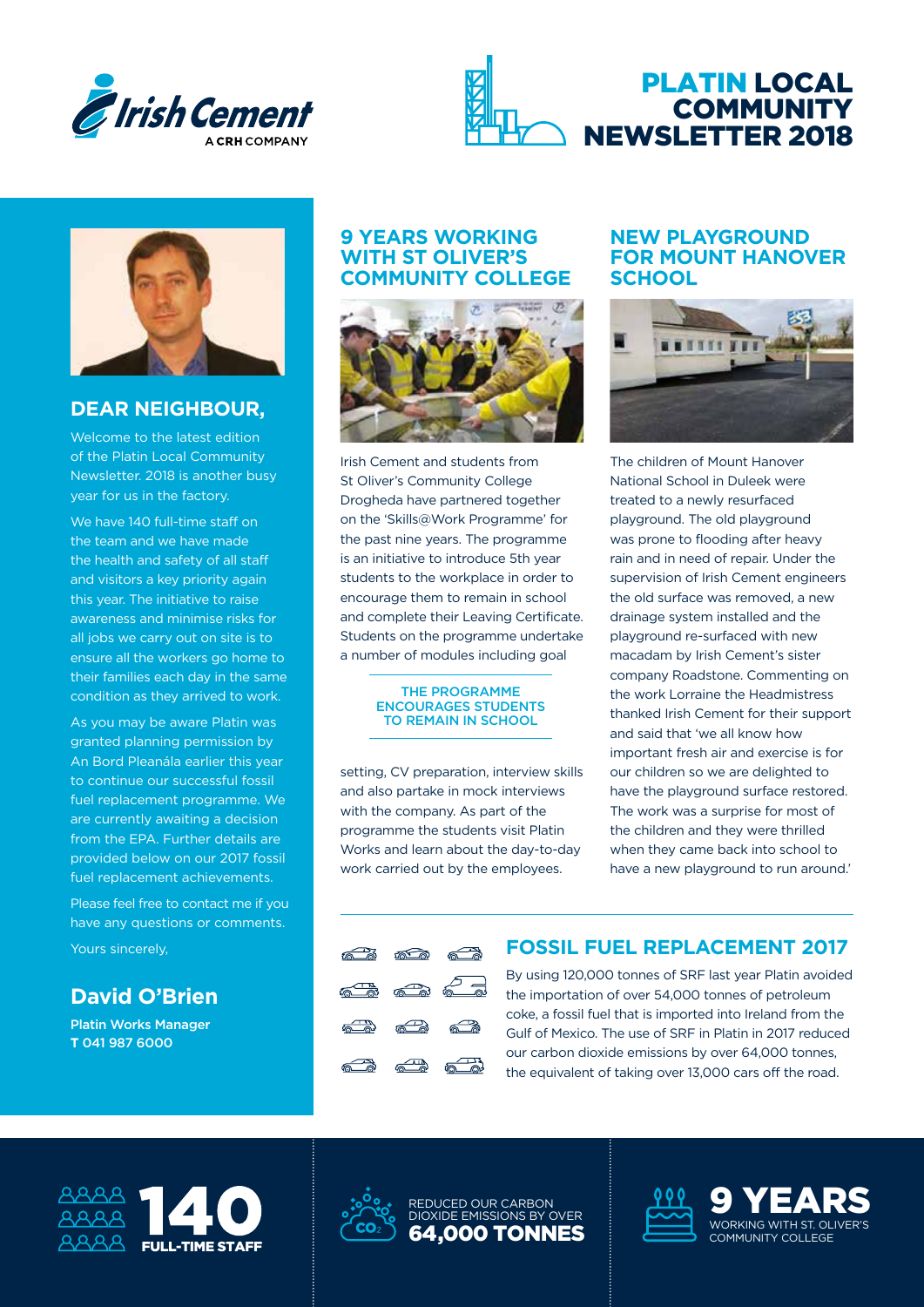Irish Cement
A CRH COMPANY

# PLATIN LOCAL COMMUNITY NEWSLETTER 2018

## DEAR NEIGHBOUR,

Welcome to the latest edition of the Platin Local Community Newsletter. 2018 is another busy year for us in the factory.

We have 140 full-time staff on the team and we have made the health and safety of all staff and visitors a key priority again this year. The initiative to raise awareness and minimise risks for all jobs we carry out on site is to ensure all the workers go home to their families each day in the same condition as they arrived to work.

As you may be aware Platin was granted planning permission by An Bord Pleanála earlier this year to continue our successful fossil fuel replacement programme. We are currently awaiting a decision from the EPA. Further details are provided below on our 2017 fossil fuel replacement achievements.

Please feel free to contact me if you have any questions or comments.

Yours sincerely,

**David O'Brien**

**Platin Works Manager**
**T 041 987 6000**

## 9 YEARS WORKING WITH ST OLIVER'S COMMUNITY COLLEGE

Irish Cement and students from St Oliver's Community College Drogheda have partnered together on the 'Skills@Work Programme' for the past nine years. The programme is an initiative to introduce 5th year students to the workplace in order to encourage them to remain in school and complete their Leaving Certificate. Students on the programme undertake a number of modules including goal setting, CV preparation, interview skills and also partake in mock interviews with the company. As part of the programme the students visit Platin Works and learn about the day-to-day work carried out by the employees.

> THE PROGRAMME ENCOURAGES STUDENTS TO REMAIN IN SCHOOL

## NEW PLAYGROUND FOR MOUNT HANOVER SCHOOL

The children of Mount Hanover National School in Duleek were treated to a newly resurfaced playground. The old playground was prone to flooding after heavy rain and in need of repair. Under the supervision of Irish Cement engineers the old surface was removed, a new drainage system installed and the playground re-surfaced with new macadam by Irish Cement's sister company Roadstone. Commenting on the work Lorraine the Headmistress thanked Irish Cement for their support and said that 'we all know how important fresh air and exercise is for our children so we are delighted to have the playground surface restored. The work was a surprise for most of the children and they were thrilled when they came back into school to have a new playground to run around.'

## FOSSIL FUEL REPLACEMENT 2017

By using 120,000 tonnes of SRF last year Platin avoided the importation of over 54,000 tonnes of petroleum coke, a fossil fuel that is imported into Ireland from the Gulf of Mexico. The use of SRF in Platin in 2017 reduced our carbon dioxide emissions by over 64,000 tonnes, the equivalent of taking over 13,000 cars off the road.

**140** FULL-TIME STAFF

REDUCED OUR CARBON DIOXIDE EMISSIONS BY OVER **64,000 TONNES**

**9 YEARS** WORKING WITH ST. OLIVER'S COMMUNITY COLLEGE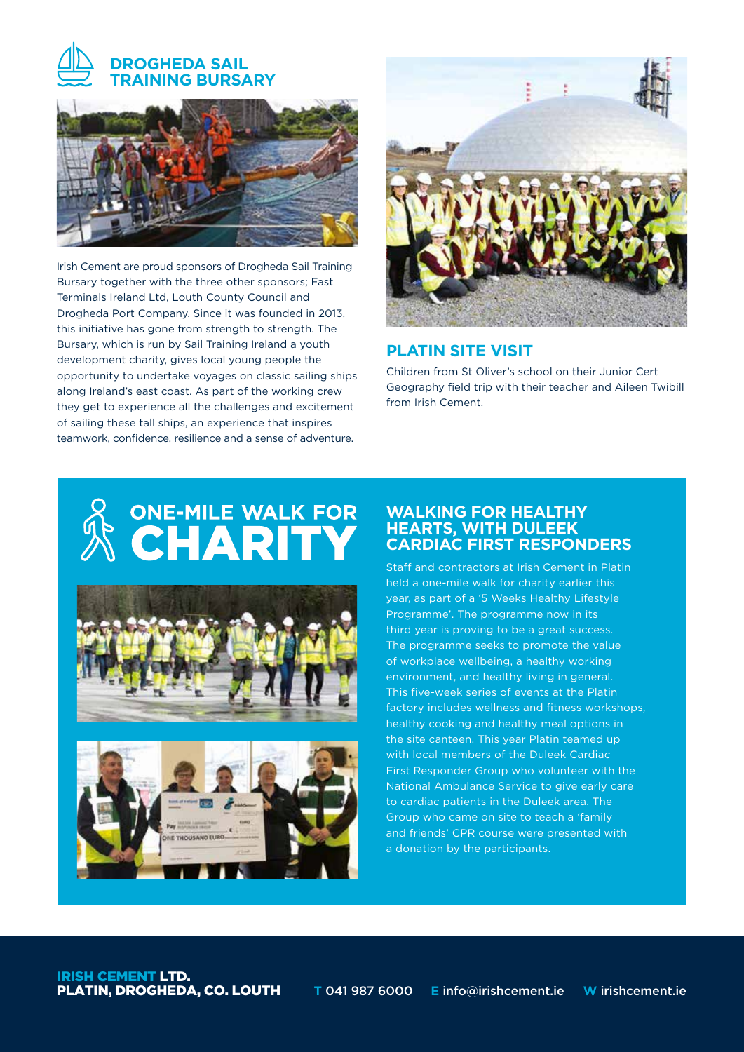## DROGHEDA SAIL TRAINING BURSARY

Irish Cement are proud sponsors of Drogheda Sail Training Bursary together with the three other sponsors; Fast Terminals Ireland Ltd, Louth County Council and Drogheda Port Company. Since it was founded in 2013, this initiative has gone from strength to strength. The Bursary, which is run by Sail Training Ireland a youth development charity, gives local young people the opportunity to undertake voyages on classic sailing ships along Ireland's east coast. As part of the working crew they get to experience all the challenges and excitement of sailing these tall ships, an experience that inspires teamwork, confidence, resilience and a sense of adventure.

## PLATIN SITE VISIT

Children from St Oliver's school on their Junior Cert Geography field trip with their teacher and Aileen Twibill from Irish Cement.

# ONE-MILE WALK FOR CHARITY

## WALKING FOR HEALTHY HEARTS, WITH DULEEK CARDIAC FIRST RESPONDERS

Staff and contractors at Irish Cement in Platin held a one-mile walk for charity earlier this year, as part of a '5 Weeks Healthy Lifestyle Programme'. The programme now in its third year is proving to be a great success. The programme seeks to promote the value of workplace wellbeing, a healthy working environment, and healthy living in general. This five-week series of events at the Platin factory includes wellness and fitness workshops, healthy cooking and healthy meal options in the site canteen. This year Platin teamed up with local members of the Duleek Cardiac First Responder Group who volunteer with the National Ambulance Service to give early care to cardiac patients in the Duleek area. The Group who came on site to teach a 'family and friends' CPR course were presented with a donation by the participants.

**IRISH CEMENT LTD.**
**PLATIN, DROGHEDA, CO. LOUTH**

**T** 041 987 6000 **E** info@irishcement.ie **W** irishcement.ie